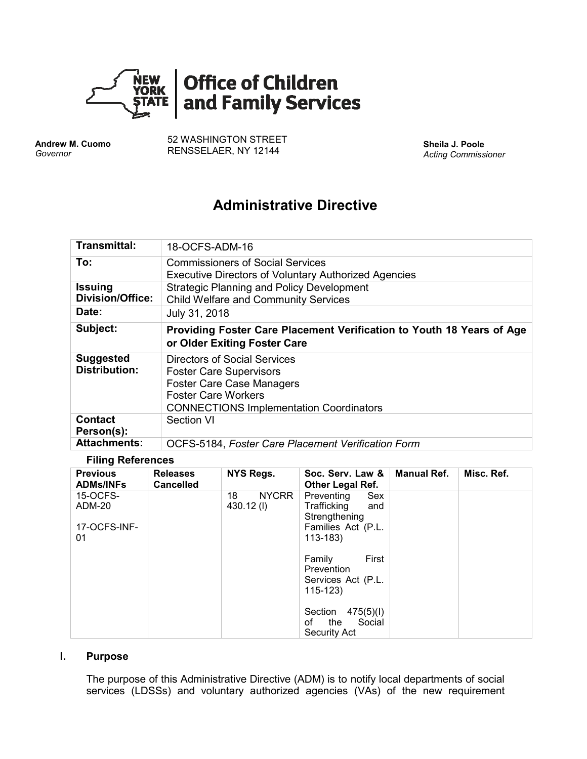**Office of Children and Family Services**

**Andrew M. Cuomo**
*Governor*

52 WASHINGTON STREET
RENSSELAER, NY 12144

**Sheila J. Poole**
*Acting Commissioner*

# Administrative Directive

| | |
|---|---|
| **Transmittal:** | 18-OCFS-ADM-16 |
| **To:** | Commissioners of Social Services<br>Executive Directors of Voluntary Authorized Agencies |
| **Issuing Division/Office:** | Strategic Planning and Policy Development<br>Child Welfare and Community Services |
| **Date:** | July 31, 2018 |
| **Subject:** | **Providing Foster Care Placement Verification to Youth 18 Years of Age or Older Exiting Foster Care** |
| **Suggested Distribution:** | Directors of Social Services<br>Foster Care Supervisors<br>Foster Care Case Managers<br>Foster Care Workers<br>CONNECTIONS Implementation Coordinators |
| **Contact Person(s):** | Section VI |
| **Attachments:** | OCFS-5184, *Foster Care Placement Verification Form* |

**Filing References**

| Previous ADMs/INFs | Releases Cancelled | NYS Regs. | Soc. Serv. Law & Other Legal Ref. | Manual Ref. | Misc. Ref. |
|---|---|---|---|---|---|
| 15-OCFS-ADM-20<br><br>17-OCFS-INF-01 | | 18 NYCRR 430.12 (l) | Preventing Sex Trafficking and Strengthening Families Act (P.L. 113-183)<br><br>Family First Prevention Services Act (P.L. 115-123)<br><br>Section 475(5)(I) of the Social Security Act | | |

## I. Purpose

The purpose of this Administrative Directive (ADM) is to notify local departments of social services (LDSSs) and voluntary authorized agencies (VAs) of the new requirement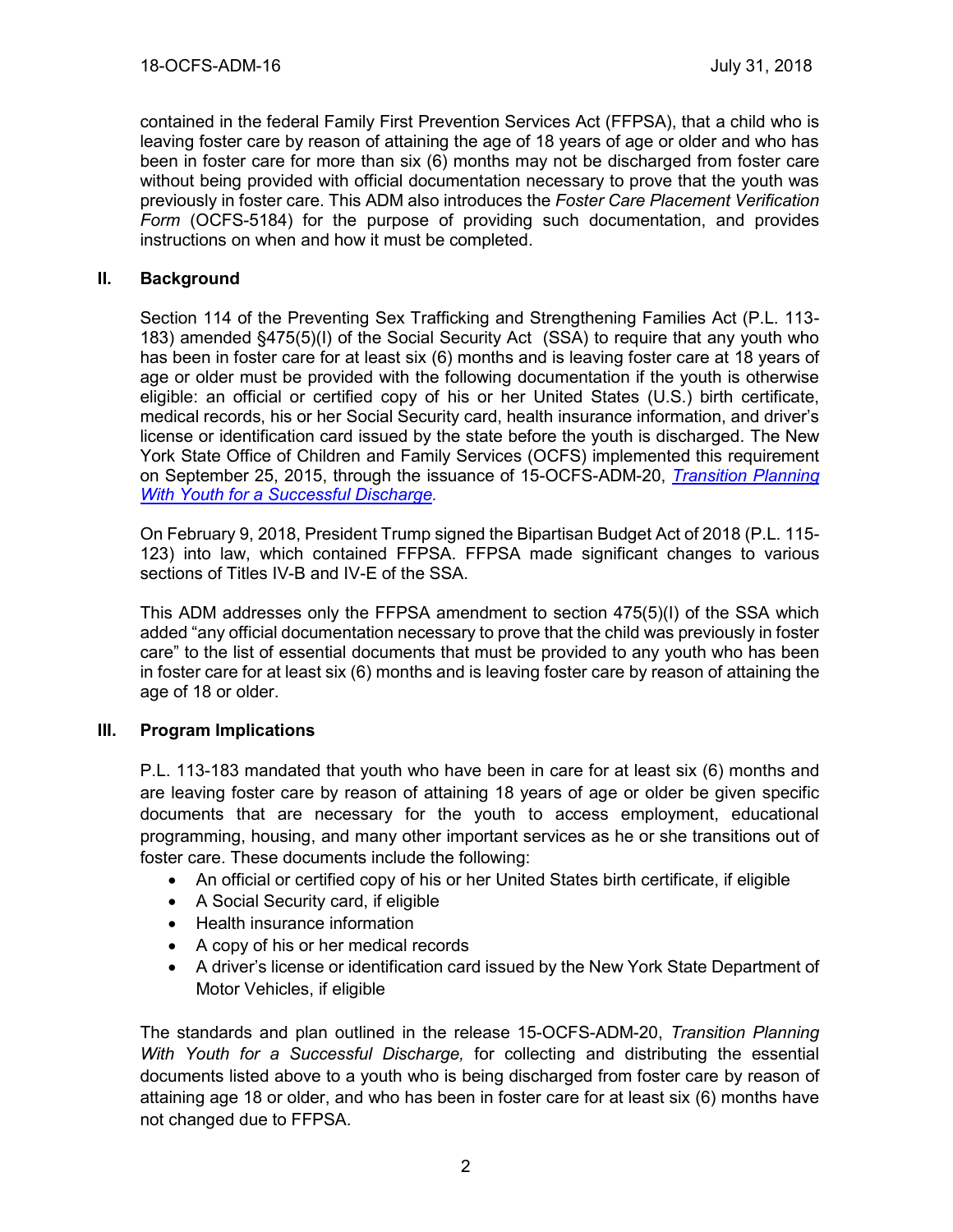contained in the federal Family First Prevention Services Act (FFPSA), that a child who is leaving foster care by reason of attaining the age of 18 years of age or older and who has been in foster care for more than six (6) months may not be discharged from foster care without being provided with official documentation necessary to prove that the youth was previously in foster care. This ADM also introduces the *Foster Care Placement Verification Form* (OCFS-5184) for the purpose of providing such documentation, and provides instructions on when and how it must be completed.

## II. Background

Section 114 of the Preventing Sex Trafficking and Strengthening Families Act (P.L. 113-183) amended §475(5)(I) of the Social Security Act (SSA) to require that any youth who has been in foster care for at least six (6) months and is leaving foster care at 18 years of age or older must be provided with the following documentation if the youth is otherwise eligible: an official or certified copy of his or her United States (U.S.) birth certificate, medical records, his or her Social Security card, health insurance information, and driver's license or identification card issued by the state before the youth is discharged. The New York State Office of Children and Family Services (OCFS) implemented this requirement on September 25, 2015, through the issuance of 15-OCFS-ADM-20, *Transition Planning With Youth for a Successful Discharge*.

On February 9, 2018, President Trump signed the Bipartisan Budget Act of 2018 (P.L. 115-123) into law, which contained FFPSA. FFPSA made significant changes to various sections of Titles IV-B and IV-E of the SSA.

This ADM addresses only the FFPSA amendment to section 475(5)(I) of the SSA which added "any official documentation necessary to prove that the child was previously in foster care" to the list of essential documents that must be provided to any youth who has been in foster care for at least six (6) months and is leaving foster care by reason of attaining the age of 18 or older.

## III. Program Implications

P.L. 113-183 mandated that youth who have been in care for at least six (6) months and are leaving foster care by reason of attaining 18 years of age or older be given specific documents that are necessary for the youth to access employment, educational programming, housing, and many other important services as he or she transitions out of foster care. These documents include the following:

- An official or certified copy of his or her United States birth certificate, if eligible
- A Social Security card, if eligible
- Health insurance information
- A copy of his or her medical records
- A driver's license or identification card issued by the New York State Department of Motor Vehicles, if eligible

The standards and plan outlined in the release 15-OCFS-ADM-20, *Transition Planning With Youth for a Successful Discharge,* for collecting and distributing the essential documents listed above to a youth who is being discharged from foster care by reason of attaining age 18 or older, and who has been in foster care for at least six (6) months have not changed due to FFPSA.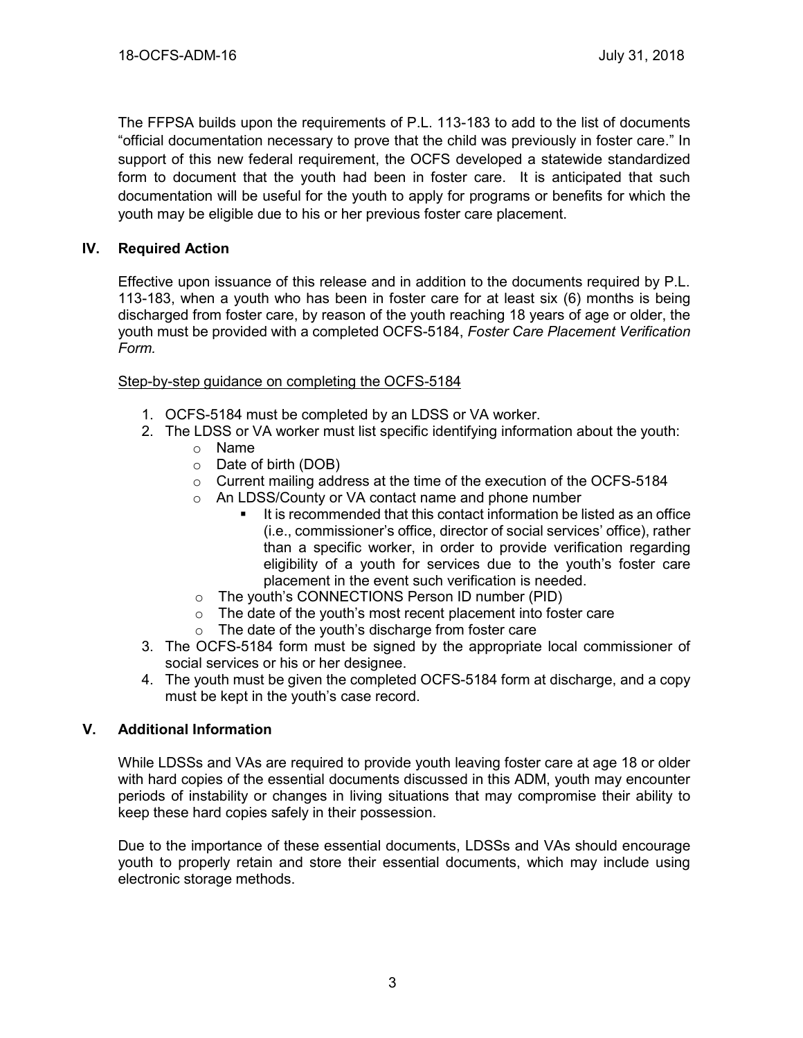The FFPSA builds upon the requirements of P.L. 113-183 to add to the list of documents "official documentation necessary to prove that the child was previously in foster care." In support of this new federal requirement, the OCFS developed a statewide standardized form to document that the youth had been in foster care. It is anticipated that such documentation will be useful for the youth to apply for programs or benefits for which the youth may be eligible due to his or her previous foster care placement.

## IV. Required Action

Effective upon issuance of this release and in addition to the documents required by P.L. 113-183, when a youth who has been in foster care for at least six (6) months is being discharged from foster care, by reason of the youth reaching 18 years of age or older, the youth must be provided with a completed OCFS-5184, *Foster Care Placement Verification Form.*

Step-by-step guidance on completing the OCFS-5184

1. OCFS-5184 must be completed by an LDSS or VA worker.
2. The LDSS or VA worker must list specific identifying information about the youth:
   - Name
   - Date of birth (DOB)
   - Current mailing address at the time of the execution of the OCFS-5184
   - An LDSS/County or VA contact name and phone number
     - It is recommended that this contact information be listed as an office (i.e., commissioner's office, director of social services' office), rather than a specific worker, in order to provide verification regarding eligibility of a youth for services due to the youth's foster care placement in the event such verification is needed.
   - The youth's CONNECTIONS Person ID number (PID)
   - The date of the youth's most recent placement into foster care
   - The date of the youth's discharge from foster care
3. The OCFS-5184 form must be signed by the appropriate local commissioner of social services or his or her designee.
4. The youth must be given the completed OCFS-5184 form at discharge, and a copy must be kept in the youth's case record.

## V. Additional Information

While LDSSs and VAs are required to provide youth leaving foster care at age 18 or older with hard copies of the essential documents discussed in this ADM, youth may encounter periods of instability or changes in living situations that may compromise their ability to keep these hard copies safely in their possession.

Due to the importance of these essential documents, LDSSs and VAs should encourage youth to properly retain and store their essential documents, which may include using electronic storage methods.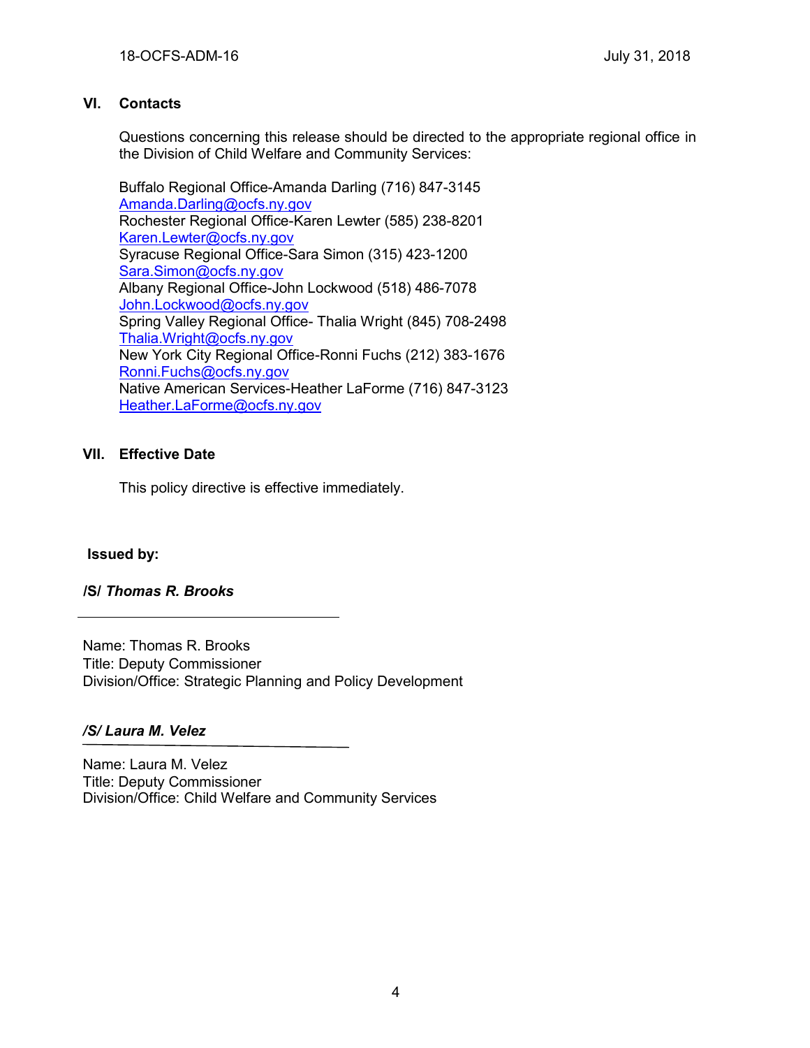## VI. Contacts

Questions concerning this release should be directed to the appropriate regional office in the Division of Child Welfare and Community Services:

Buffalo Regional Office-Amanda Darling (716) 847-3145
Amanda.Darling@ocfs.ny.gov
Rochester Regional Office-Karen Lewter (585) 238-8201
Karen.Lewter@ocfs.ny.gov
Syracuse Regional Office-Sara Simon (315) 423-1200
Sara.Simon@ocfs.ny.gov
Albany Regional Office-John Lockwood (518) 486-7078
John.Lockwood@ocfs.ny.gov
Spring Valley Regional Office- Thalia Wright (845) 708-2498
Thalia.Wright@ocfs.ny.gov
New York City Regional Office-Ronni Fuchs (212) 383-1676
Ronni.Fuchs@ocfs.ny.gov
Native American Services-Heather LaForme (716) 847-3123
Heather.LaForme@ocfs.ny.gov

## VII. Effective Date

This policy directive is effective immediately.

**Issued by:**

**/S/ *Thomas R. Brooks***

Name: Thomas R. Brooks
Title: Deputy Commissioner
Division/Office: Strategic Planning and Policy Development

***/S/ Laura M. Velez***

Name: Laura M. Velez
Title: Deputy Commissioner
Division/Office: Child Welfare and Community Services